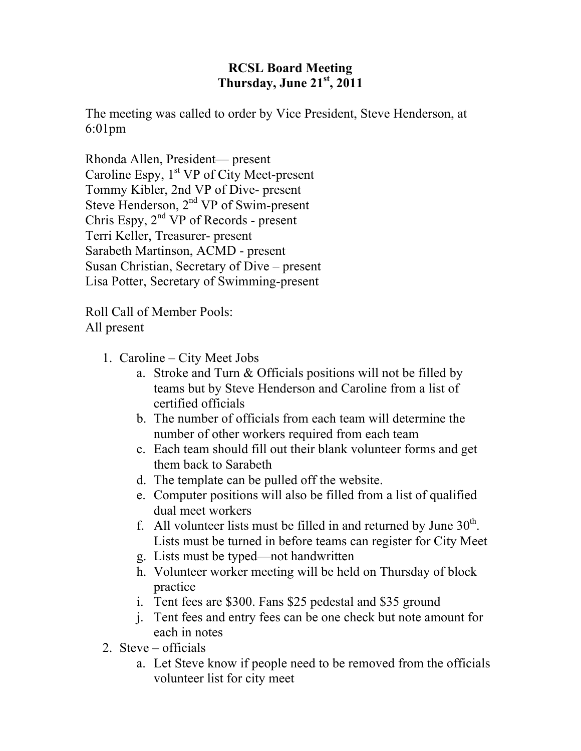**RCSL Board Meeting**
**Thursday, June 21st, 2011**

The meeting was called to order by Vice President, Steve Henderson, at 6:01pm

Rhonda Allen, President— present
Caroline Espy, 1st VP of City Meet-present
Tommy Kibler, 2nd VP of Dive- present
Steve Henderson, 2nd VP of Swim-present
Chris Espy, 2nd VP of Records - present
Terri Keller, Treasurer- present
Sarabeth Martinson, ACMD - present
Susan Christian, Secretary of Dive – present
Lisa Potter, Secretary of Swimming-present

Roll Call of Member Pools:
All present

1. Caroline – City Meet Jobs
    a. Stroke and Turn & Officials positions will not be filled by teams but by Steve Henderson and Caroline from a list of certified officials
    b. The number of officials from each team will determine the number of other workers required from each team
    c. Each team should fill out their blank volunteer forms and get them back to Sarabeth
    d. The template can be pulled off the website.
    e. Computer positions will also be filled from a list of qualified dual meet workers
    f. All volunteer lists must be filled in and returned by June 30th. Lists must be turned in before teams can register for City Meet
    g. Lists must be typed—not handwritten
    h. Volunteer worker meeting will be held on Thursday of block practice
    i. Tent fees are $300. Fans $25 pedestal and $35 ground
    j. Tent fees and entry fees can be one check but note amount for each in notes
2. Steve – officials
    a. Let Steve know if people need to be removed from the officials volunteer list for city meet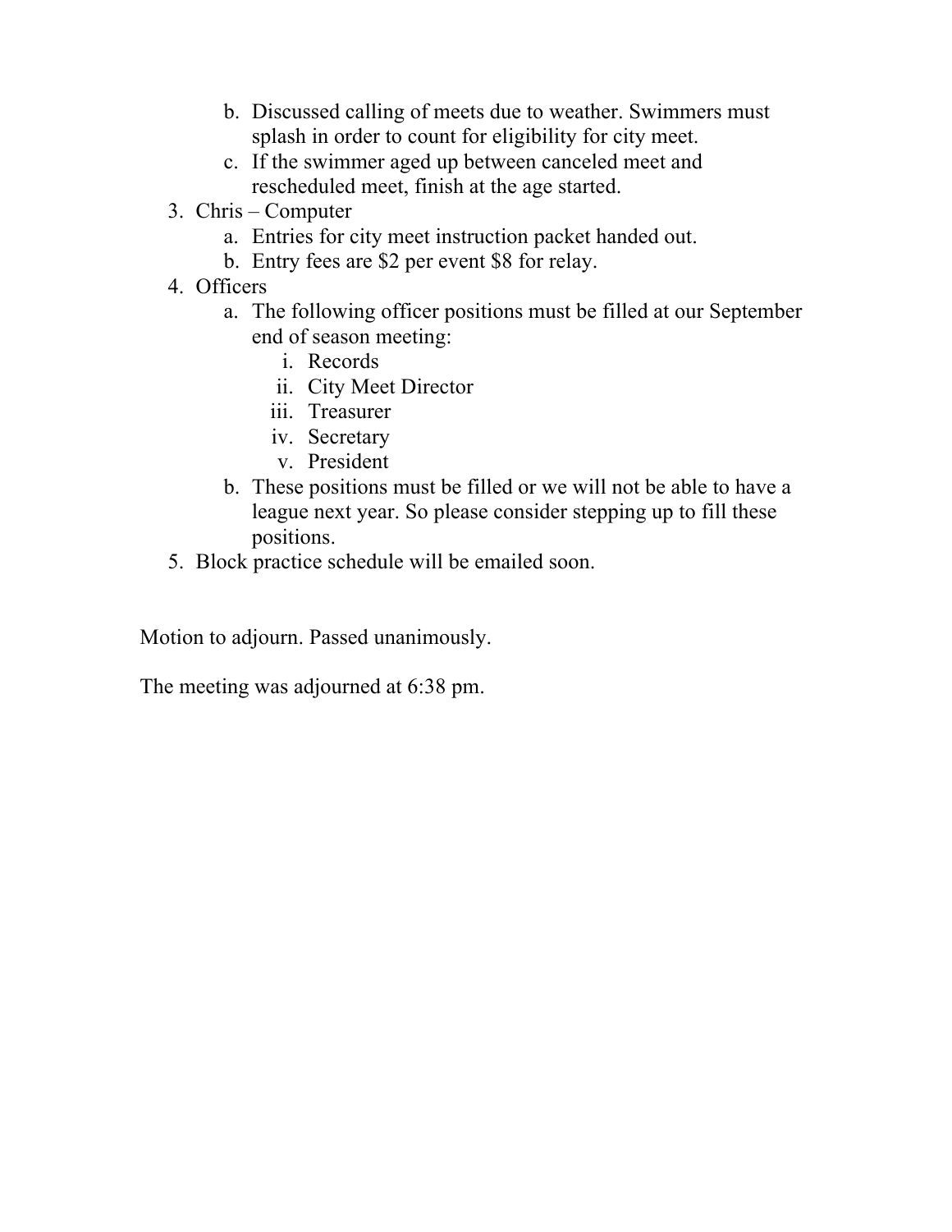b. Discussed calling of meets due to weather. Swimmers must splash in order to count for eligibility for city meet.
   c. If the swimmer aged up between canceled meet and rescheduled meet, finish at the age started.

3. Chris – Computer
   a. Entries for city meet instruction packet handed out.
   b. Entry fees are $2 per event $8 for relay.
4. Officers
   a. The following officer positions must be filled at our September end of season meeting:
      i. Records
      ii. City Meet Director
      iii. Treasurer
      iv. Secretary
      v. President
   b. These positions must be filled or we will not be able to have a league next year. So please consider stepping up to fill these positions.
5. Block practice schedule will be emailed soon.

Motion to adjourn. Passed unanimously.

The meeting was adjourned at 6:38 pm.